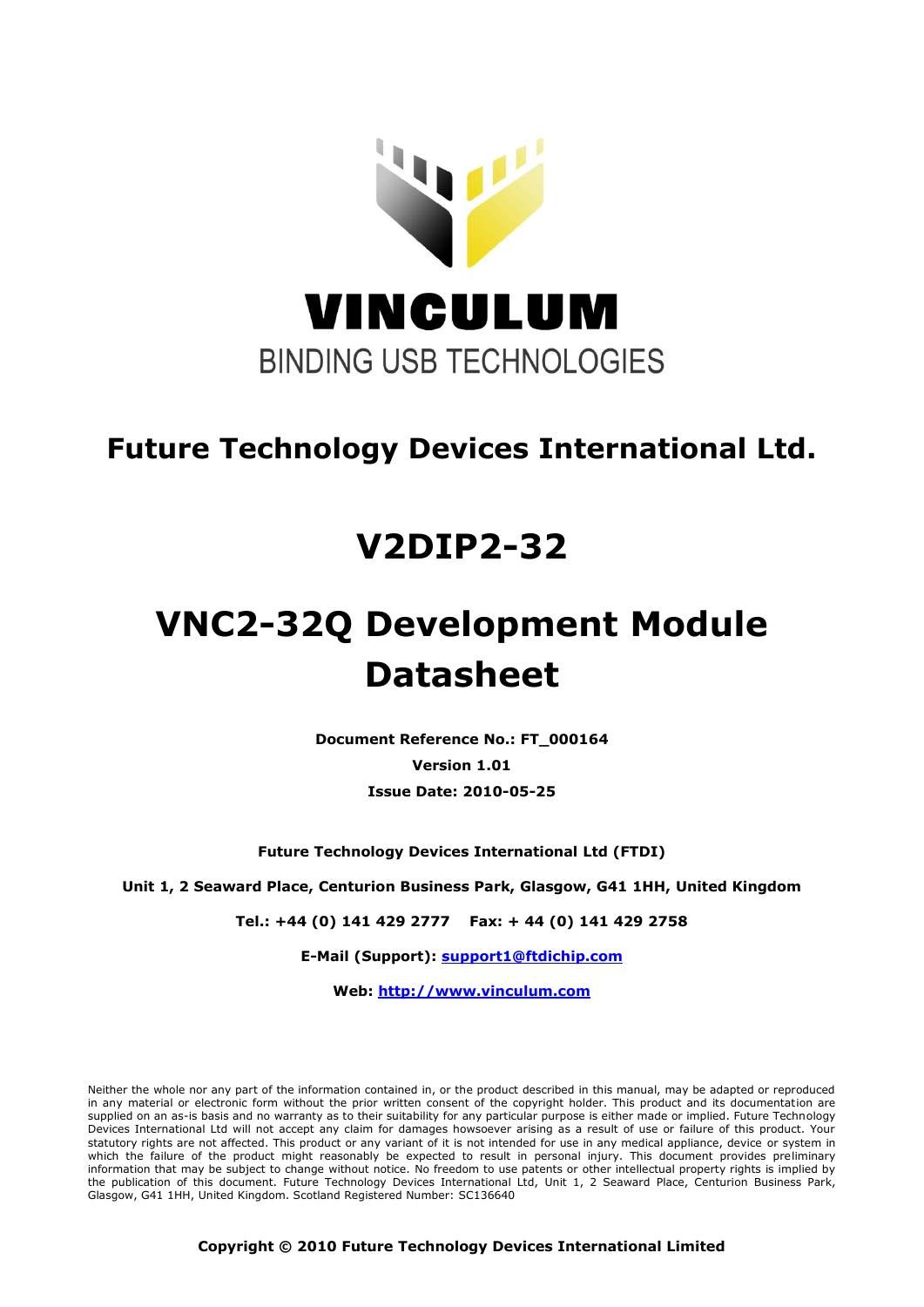VINCULUM

BINDING USB TECHNOLOGIES

# Future Technology Devices International Ltd.

# V2DIP2-32

# VNC2-32Q Development Module Datasheet

**Document Reference No.: FT_000164**

**Version 1.01**

**Issue Date: 2010-05-25**

**Future Technology Devices International Ltd (FTDI)**

**Unit 1, 2 Seaward Place, Centurion Business Park, Glasgow, G41 1HH, United Kingdom**

**Tel.: +44 (0) 141 429 2777 Fax: + 44 (0) 141 429 2758**

**E-Mail (Support): [support1@ftdichip.com](mailto:support1@ftdichip.com)**

**Web: [http://www.vinculum.com](http://www.vinculum.com)**

Neither the whole nor any part of the information contained in, or the product described in this manual, may be adapted or reproduced in any material or electronic form without the prior written consent of the copyright holder. This product and its documentation are supplied on an as-is basis and no warranty as to their suitability for any particular purpose is either made or implied. Future Technology Devices International Ltd will not accept any claim for damages howsoever arising as a result of use or failure of this product. Your statutory rights are not affected. This product or any variant of it is not intended for use in any medical appliance, device or system in which the failure of the product might reasonably be expected to result in personal injury. This document provides preliminary information that may be subject to change without notice. No freedom to use patents or other intellectual property rights is implied by the publication of this document. Future Technology Devices International Ltd, Unit 1, 2 Seaward Place, Centurion Business Park, Glasgow, G41 1HH, United Kingdom. Scotland Registered Number: SC136640

**Copyright © 2010 Future Technology Devices International Limited**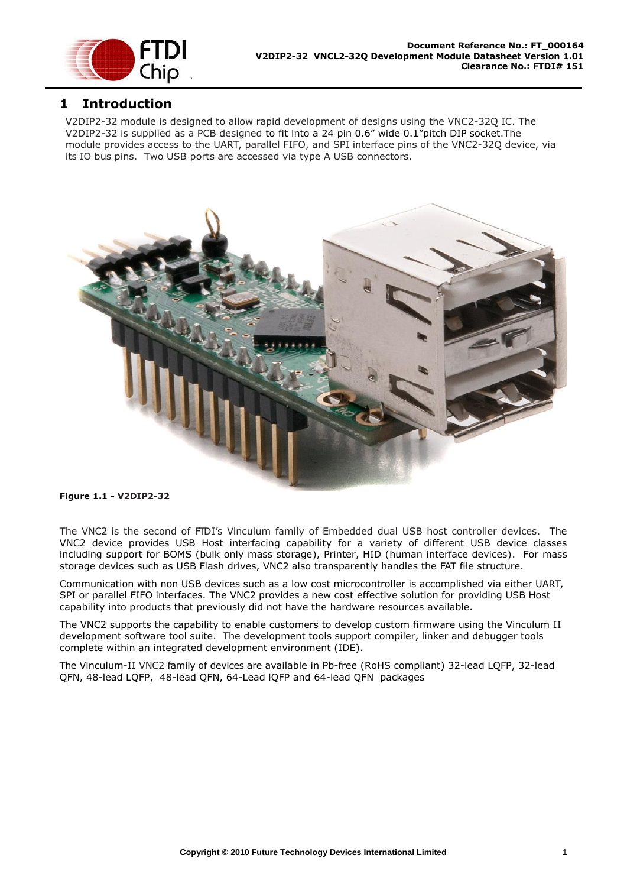# 1 Introduction

V2DIP2-32 module is designed to allow rapid development of designs using the VNC2-32Q IC. The V2DIP2-32 is supplied as a PCB designed to fit into a 24 pin 0.6" wide 0.1"pitch DIP socket.The module provides access to the UART, parallel FIFO, and SPI interface pins of the VNC2-32Q device, via its IO bus pins. Two USB ports are accessed via type A USB connectors.

**Figure 1.1 - V2DIP2-32**

The VNC2 is the second of FTDI's Vinculum family of Embedded dual USB host controller devices. The VNC2 device provides USB Host interfacing capability for a variety of different USB device classes including support for BOMS (bulk only mass storage), Printer, HID (human interface devices). For mass storage devices such as USB Flash drives, VNC2 also transparently handles the FAT file structure.

Communication with non USB devices such as a low cost microcontroller is accomplished via either UART, SPI or parallel FIFO interfaces. The VNC2 provides a new cost effective solution for providing USB Host capability into products that previously did not have the hardware resources available.

The VNC2 supports the capability to enable customers to develop custom firmware using the Vinculum II development software tool suite. The development tools support compiler, linker and debugger tools complete within an integrated development environment (IDE).

The Vinculum-II VNC2 family of devices are available in Pb-free (RoHS compliant) 32-lead LQFP, 32-lead QFN, 48-lead LQFP, 48-lead QFN, 64-Lead lQFP and 64-lead QFN packages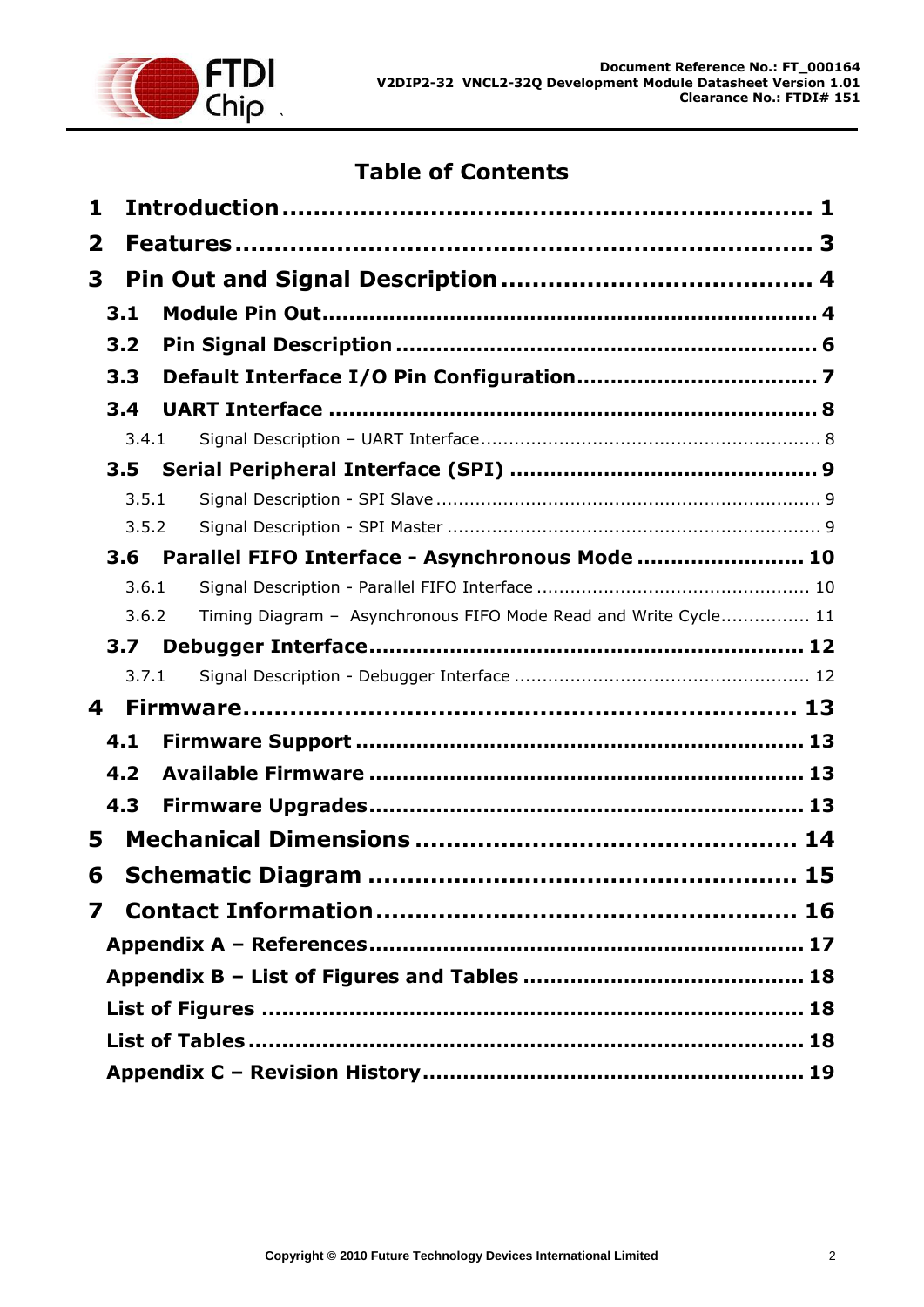# Table of Contents

**1 Introduction .................................................................. 1**

**2 Features ........................................................................ 3**

**3 Pin Out and Signal Description ....................................... 4**

**3.1 Module Pin Out .......................................................... 4**

**3.2 Pin Signal Description ................................................ 6**

**3.3 Default Interface I/O Pin Configuration ...................... 7**

**3.4 UART Interface .......................................................... 8**

3.4.1 Signal Description – UART Interface ........................................ 8

**3.5 Serial Peripheral Interface (SPI) ............................... 9**

3.5.1 Signal Description - SPI Slave ................................................ 9

3.5.2 Signal Description - SPI Master .............................................. 9

**3.6 Parallel FIFO Interface - Asynchronous Mode ............ 10**

3.6.1 Signal Description - Parallel FIFO Interface ............................ 10

3.6.2 Timing Diagram – Asynchronous FIFO Mode Read and Write Cycle ............... 11

**3.7 Debugger Interface ................................................... 12**

3.7.1 Signal Description - Debugger Interface ................................ 12

**4 Firmware ...................................................................... 13**

**4.1 Firmware Support .................................................... 13**

**4.2 Available Firmware .................................................. 13**

**4.3 Firmware Upgrades .................................................. 13**

**5 Mechanical Dimensions ................................................ 14**

**6 Schematic Diagram ...................................................... 15**

**7 Contact Information ..................................................... 16**

**Appendix A – References ................................................. 17**

**Appendix B – List of Figures and Tables ........................... 18**

**List of Figures .................................................................. 18**

**List of Tables ................................................................... 18**

**Appendix C – Revision History .......................................... 19**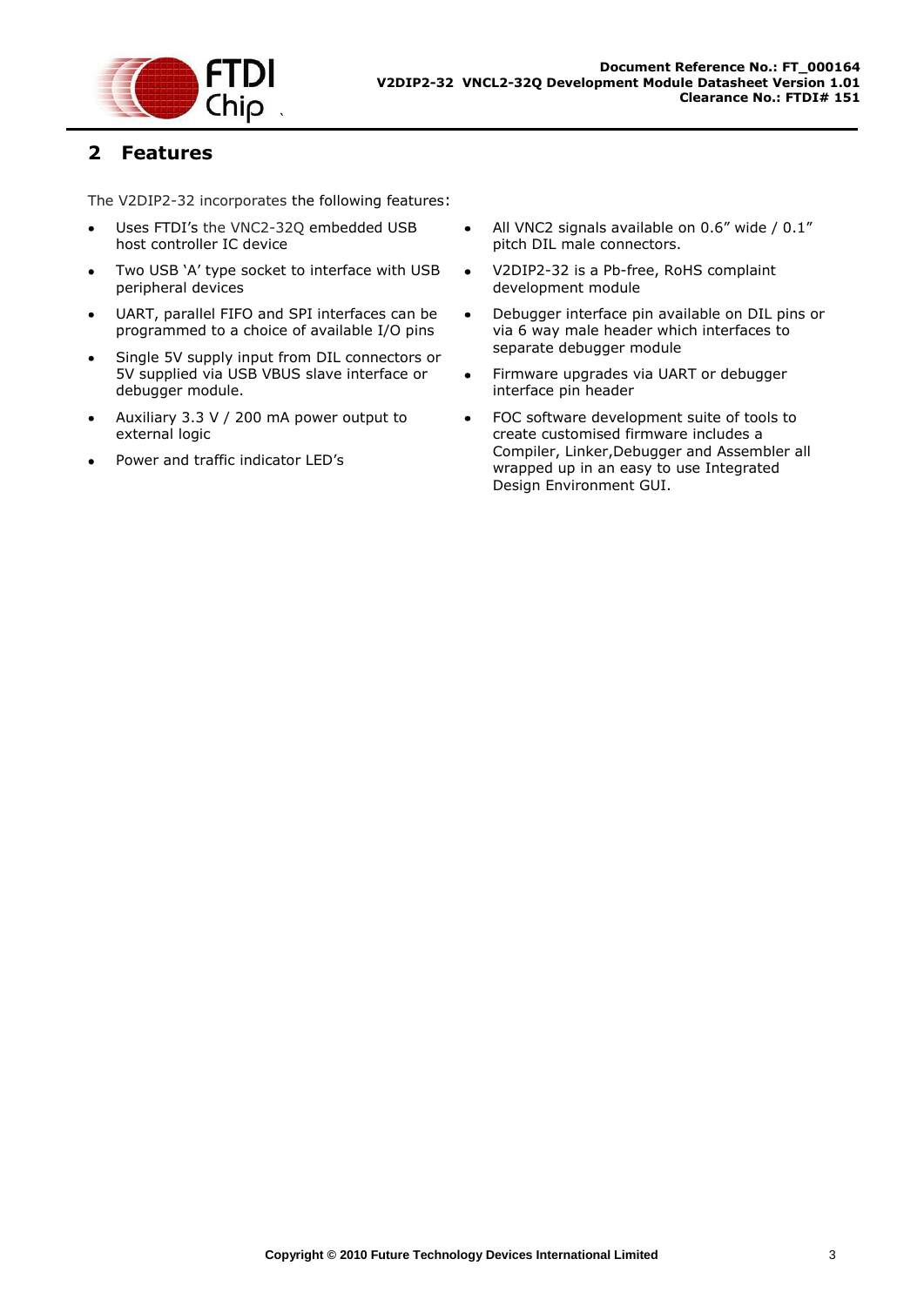## 2 Features

The V2DIP2-32 incorporates the following features:

- Uses FTDI's the VNC2-32Q embedded USB host controller IC device
- Two USB 'A' type socket to interface with USB peripheral devices
- UART, parallel FIFO and SPI interfaces can be programmed to a choice of available I/O pins
- Single 5V supply input from DIL connectors or 5V supplied via USB VBUS slave interface or debugger module.
- Auxiliary 3.3 V / 200 mA power output to external logic
- Power and traffic indicator LED's
- All VNC2 signals available on 0.6" wide / 0.1" pitch DIL male connectors.
- V2DIP2-32 is a Pb-free, RoHS complaint development module
- Debugger interface pin available on DIL pins or via 6 way male header which interfaces to separate debugger module
- Firmware upgrades via UART or debugger interface pin header
- FOC software development suite of tools to create customised firmware includes a Compiler, Linker,Debugger and Assembler all wrapped up in an easy to use Integrated Design Environment GUI.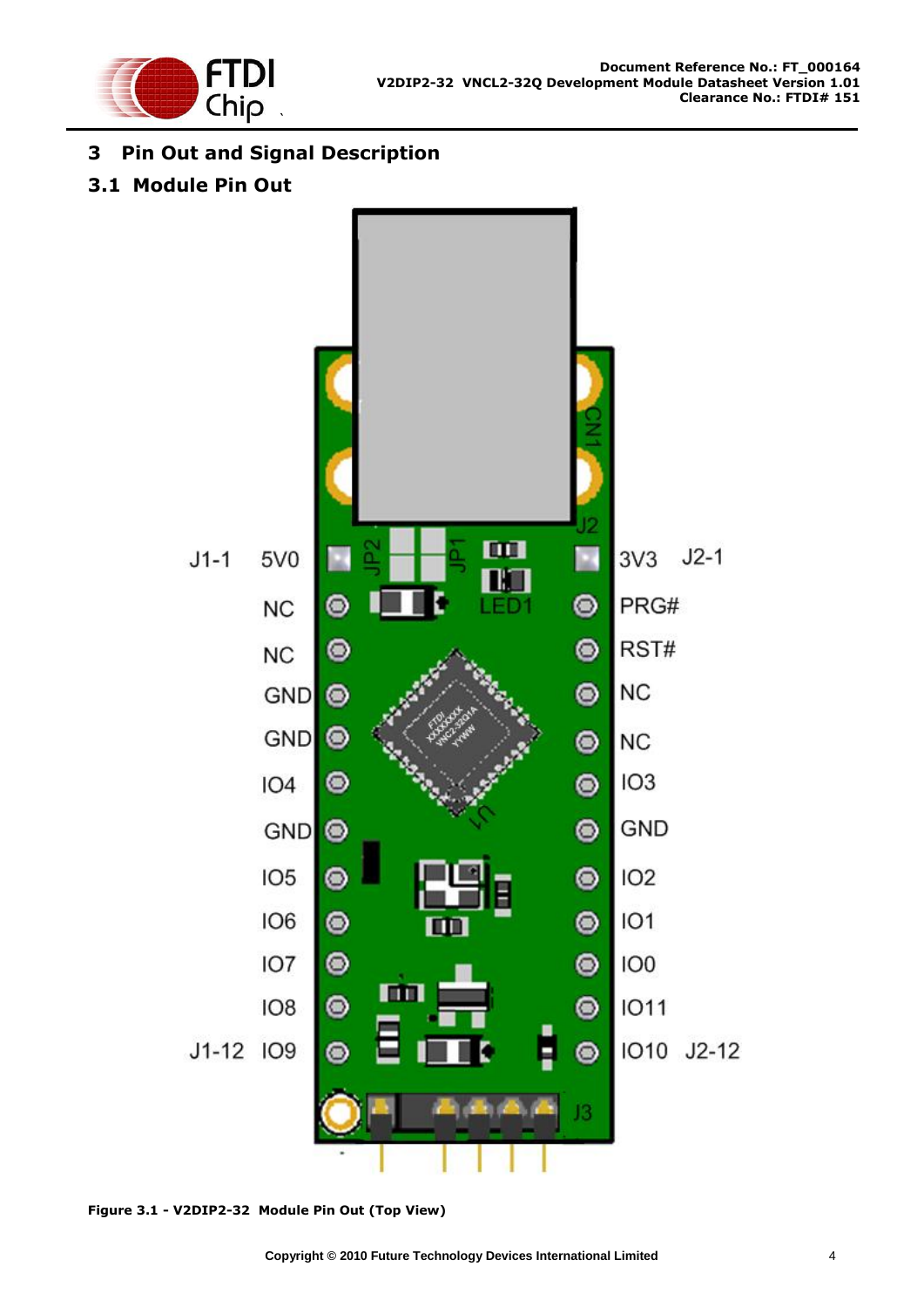# 3 Pin Out and Signal Description

## 3.1 Module Pin Out

| J1 Pin | Signal | Signal | J2 Pin |
| --- | --- | --- | --- |
| J1-1 | 5V0 | 3V3 | J2-1 |
| | NC | PRG# | |
| | NC | RST# | |
| | GND | NC | |
| | GND | NC | |
| | IO4 | IO3 | |
| | GND | GND | |
| | IO5 | IO2 | |
| | IO6 | IO1 | |
| | IO7 | IO0 | |
| | IO8 | IO11 | |
| J1-12 | IO9 | IO10 | J2-12 |

**Figure 3.1 - V2DIP2-32 Module Pin Out (Top View)**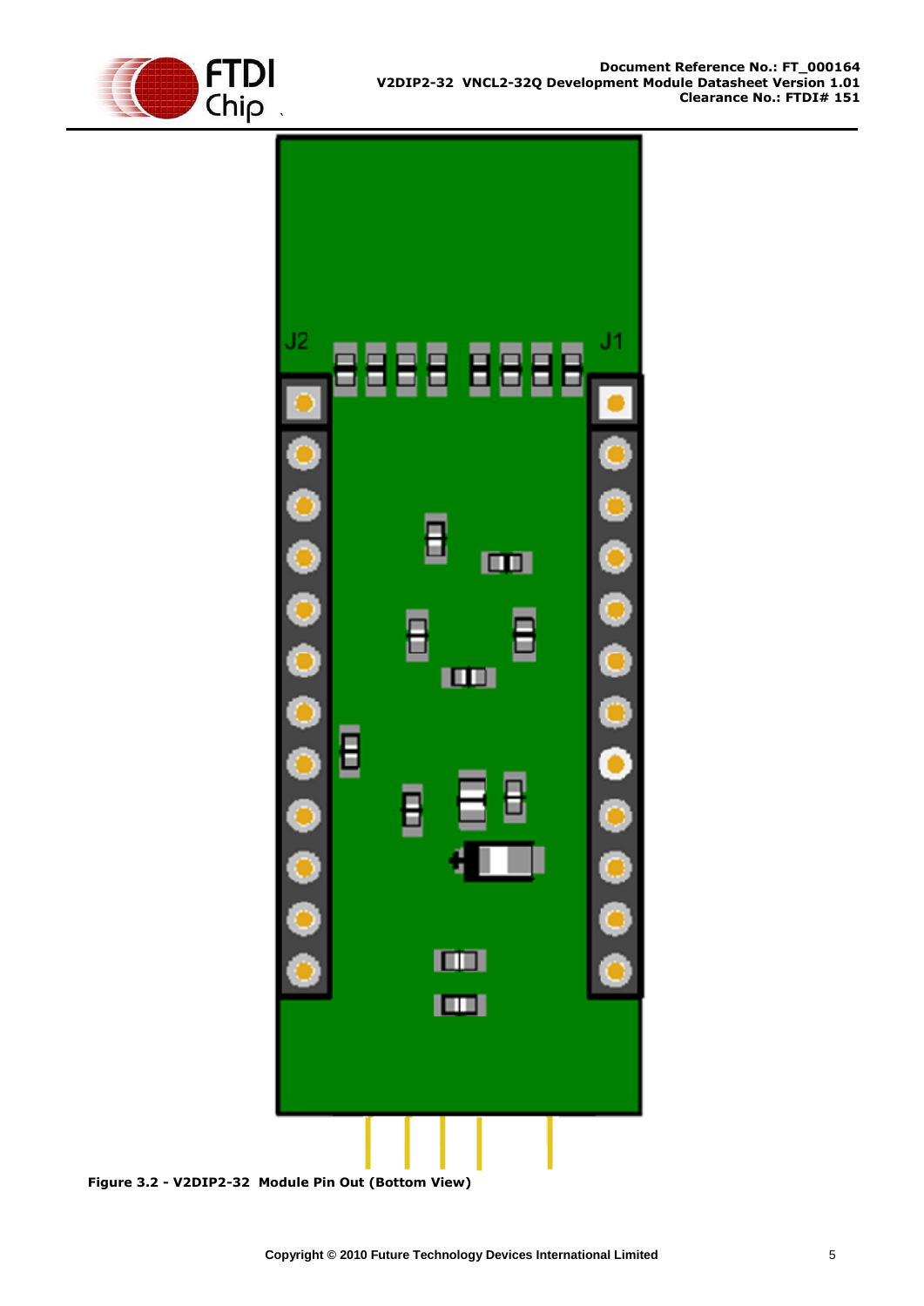Figure 3.2 - V2DIP2-32 Module Pin Out (Bottom View)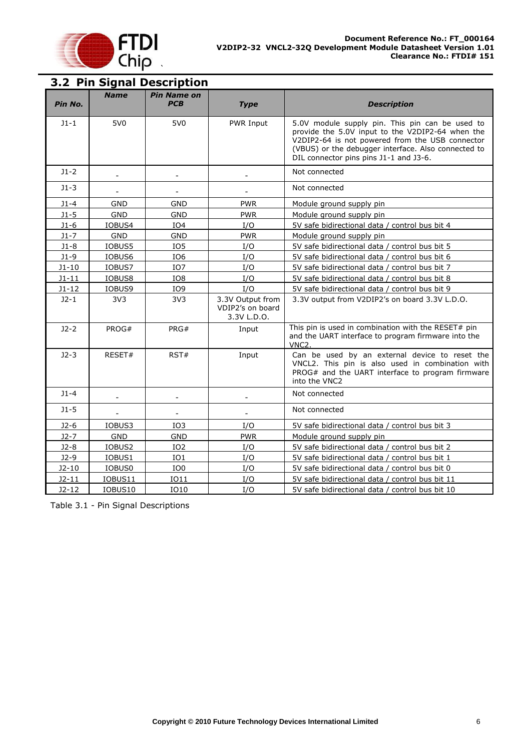## 3.2 Pin Signal Description

| Pin No. | Name | Pin Name on PCB | Type | Description |
|---|---|---|---|---|
| J1-1 | 5V0 | 5V0 | PWR Input | 5.0V module supply pin. This pin can be used to provide the 5.0V input to the V2DIP2-64 when the V2DIP2-64 is not powered from the USB connector (VBUS) or the debugger interface. Also connected to DIL connector pins pins J1-1 and J3-6. |
| J1-2 | - | - | - | Not connected |
| J1-3 | - | - | - | Not connected |
| J1-4 | GND | GND | PWR | Module ground supply pin |
| J1-5 | GND | GND | PWR | Module ground supply pin |
| J1-6 | IOBUS4 | IO4 | I/O | 5V safe bidirectional data / control bus bit 4 |
| J1-7 | GND | GND | PWR | Module ground supply pin |
| J1-8 | IOBUS5 | IO5 | I/O | 5V safe bidirectional data / control bus bit 5 |
| J1-9 | IOBUS6 | IO6 | I/O | 5V safe bidirectional data / control bus bit 6 |
| J1-10 | IOBUS7 | IO7 | I/O | 5V safe bidirectional data / control bus bit 7 |
| J1-11 | IOBUS8 | IO8 | I/O | 5V safe bidirectional data / control bus bit 8 |
| J1-12 | IOBUS9 | IO9 | I/O | 5V safe bidirectional data / control bus bit 9 |
| J2-1 | 3V3 | 3V3 | 3.3V Output from VDIP2's on board 3.3V L.D.O. | 3.3V output from V2DIP2's on board 3.3V L.D.O. |
| J2-2 | PROG# | PRG# | Input | This pin is used in combination with the RESET# pin and the UART interface to program firmware into the VNC2. |
| J2-3 | RESET# | RST# | Input | Can be used by an external device to reset the VNCL2. This pin is also used in combination with PROG# and the UART interface to program firmware into the VNC2 |
| J1-4 | - | - | - | Not connected |
| J1-5 | - | - | - | Not connected |
| J2-6 | IOBUS3 | IO3 | I/O | 5V safe bidirectional data / control bus bit 3 |
| J2-7 | GND | GND | PWR | Module ground supply pin |
| J2-8 | IOBUS2 | IO2 | I/O | 5V safe bidirectional data / control bus bit 2 |
| J2-9 | IOBUS1 | IO1 | I/O | 5V safe bidirectional data / control bus bit 1 |
| J2-10 | IOBUS0 | IO0 | I/O | 5V safe bidirectional data / control bus bit 0 |
| J2-11 | IOBUS11 | IO11 | I/O | 5V safe bidirectional data / control bus bit 11 |
| J2-12 | IOBUS10 | IO10 | I/O | 5V safe bidirectional data / control bus bit 10 |

Table 3.1 - Pin Signal Descriptions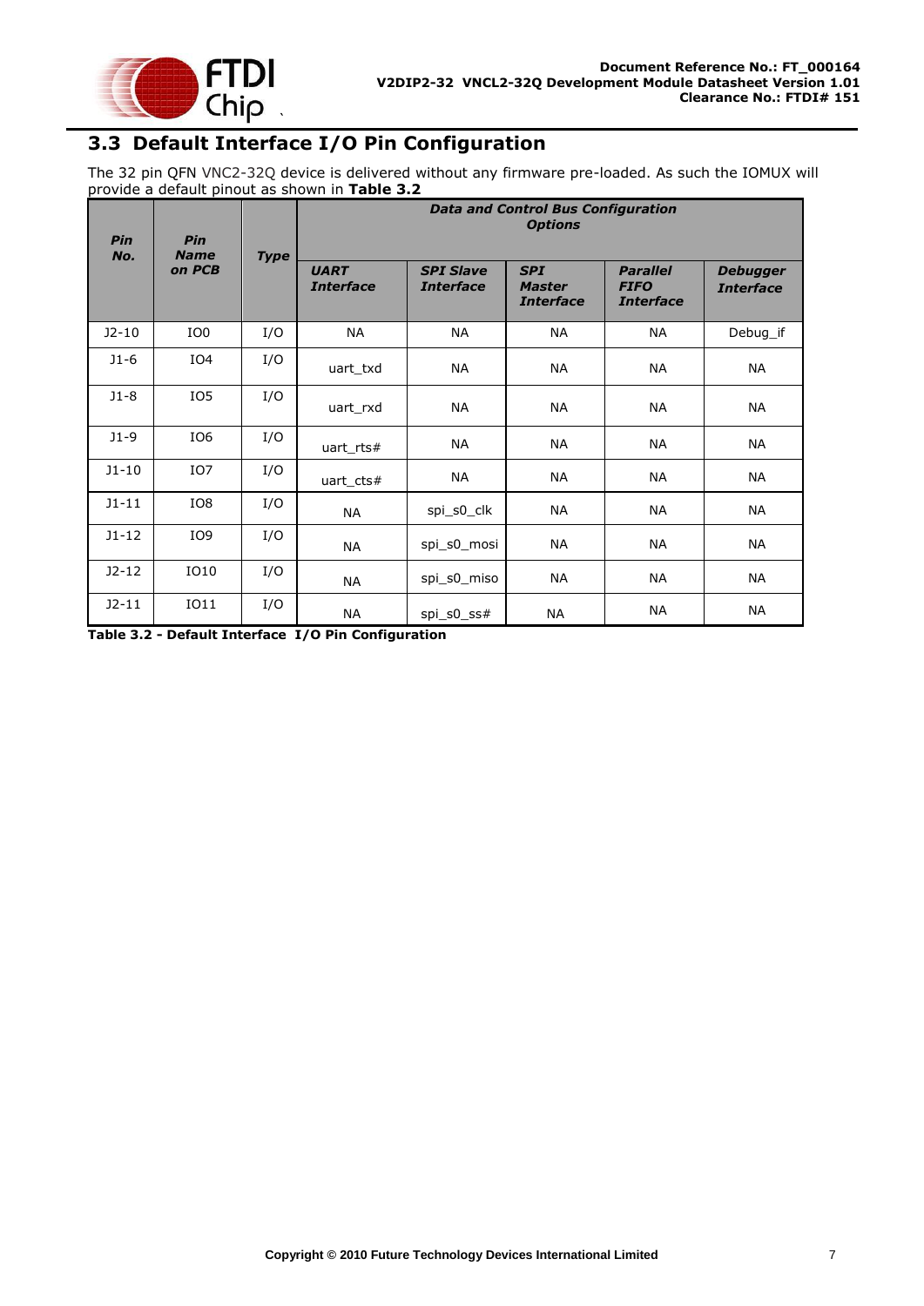## 3.3 Default Interface I/O Pin Configuration

The 32 pin QFN VNC2-32Q device is delivered without any firmware pre-loaded. As such the IOMUX will provide a default pinout as shown in **Table 3.2**

| ***Pin No.*** | ***Pin Name on PCB*** | ***Type*** | ***Data and Control Bus Configuration Options*** | | | | |
|---|---|---|---|---|---|---|---|
| | | | ***UART Interface*** | ***SPI Slave Interface*** | ***SPI Master Interface*** | ***Parallel FIFO Interface*** | ***Debugger Interface*** |
| J2-10 | IO0 | I/O | NA | NA | NA | NA | Debug_if |
| J1-6 | IO4 | I/O | uart_txd | NA | NA | NA | NA |
| J1-8 | IO5 | I/O | uart_rxd | NA | NA | NA | NA |
| J1-9 | IO6 | I/O | uart_rts# | NA | NA | NA | NA |
| J1-10 | IO7 | I/O | uart_cts# | NA | NA | NA | NA |
| J1-11 | IO8 | I/O | NA | spi_s0_clk | NA | NA | NA |
| J1-12 | IO9 | I/O | NA | spi_s0_mosi | NA | NA | NA |
| J2-12 | IO10 | I/O | NA | spi_s0_miso | NA | NA | NA |
| J2-11 | IO11 | I/O | NA | spi_s0_ss# | NA | NA | NA |

**Table 3.2 - Default Interface I/O Pin Configuration**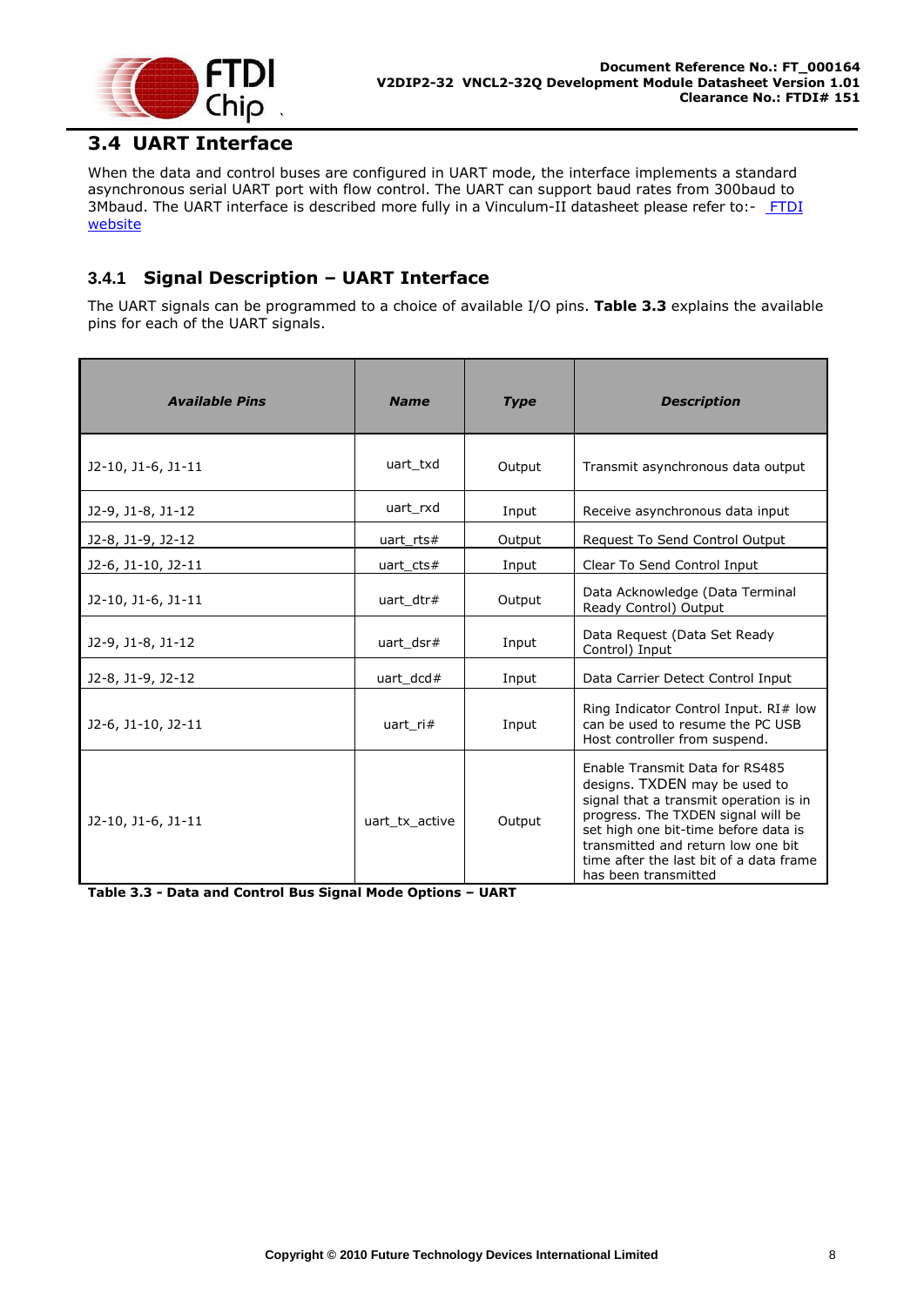## 3.4 UART Interface

When the data and control buses are configured in UART mode, the interface implements a standard asynchronous serial UART port with flow control. The UART can support baud rates from 300baud to 3Mbaud. The UART interface is described more fully in a Vinculum-II datasheet please refer to:- FTDI website

### 3.4.1 Signal Description – UART Interface

The UART signals can be programmed to a choice of available I/O pins. **Table 3.3** explains the available pins for each of the UART signals.

| ***Available Pins*** | ***Name*** | ***Type*** | ***Description*** |
|---|---|---|---|
| J2-10, J1-6, J1-11 | uart_txd | Output | Transmit asynchronous data output |
| J2-9, J1-8, J1-12 | uart_rxd | Input | Receive asynchronous data input |
| J2-8, J1-9, J2-12 | uart_rts# | Output | Request To Send Control Output |
| J2-6, J1-10, J2-11 | uart_cts# | Input | Clear To Send Control Input |
| J2-10, J1-6, J1-11 | uart_dtr# | Output | Data Acknowledge (Data Terminal Ready Control) Output |
| J2-9, J1-8, J1-12 | uart_dsr# | Input | Data Request (Data Set Ready Control) Input |
| J2-8, J1-9, J2-12 | uart_dcd# | Input | Data Carrier Detect Control Input |
| J2-6, J1-10, J2-11 | uart_ri# | Input | Ring Indicator Control Input. RI# low can be used to resume the PC USB Host controller from suspend. |
| J2-10, J1-6, J1-11 | uart_tx_active | Output | Enable Transmit Data for RS485 designs. TXDEN may be used to signal that a transmit operation is in progress. The TXDEN signal will be set high one bit-time before data is transmitted and return low one bit time after the last bit of a data frame has been transmitted |

**Table 3.3 - Data and Control Bus Signal Mode Options – UART**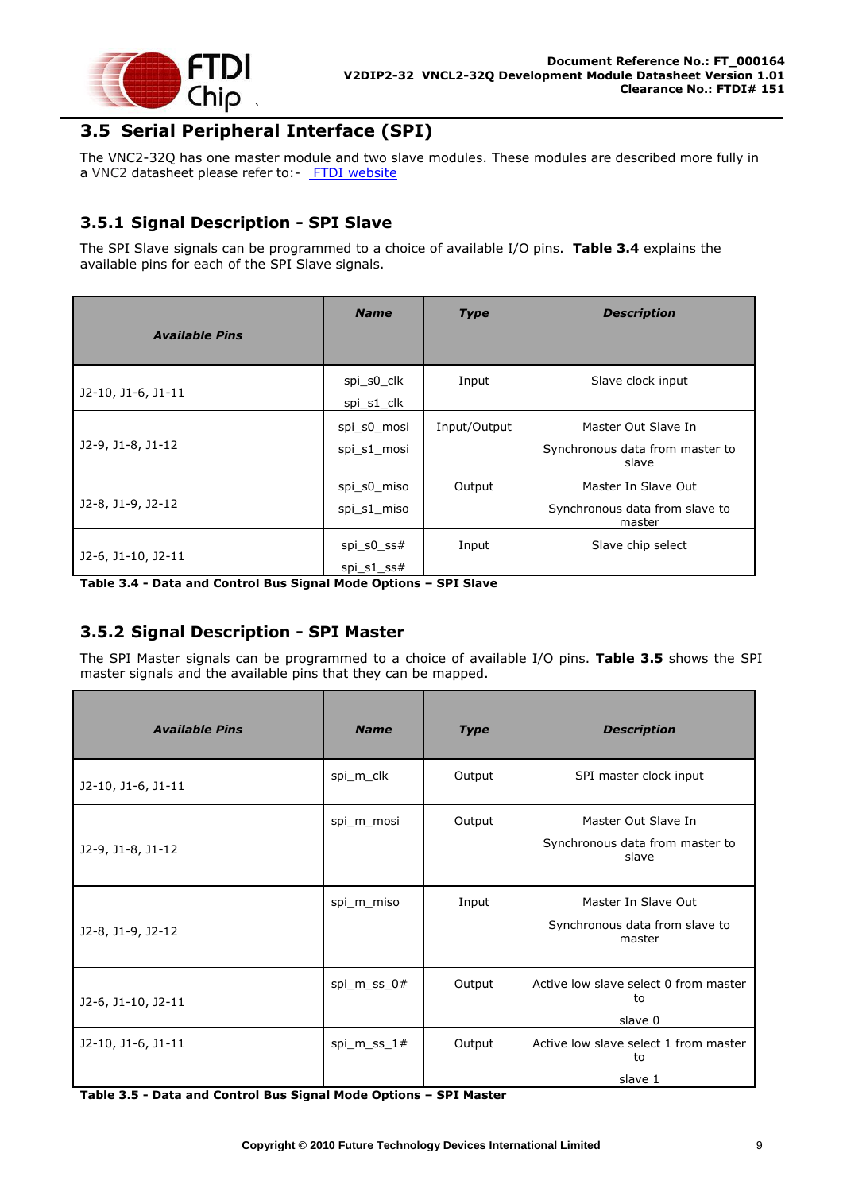## 3.5 Serial Peripheral Interface (SPI)

The VNC2-32Q has one master module and two slave modules. These modules are described more fully in a VNC2 datasheet please refer to:- [FTDI website]

### 3.5.1 Signal Description - SPI Slave

The SPI Slave signals can be programmed to a choice of available I/O pins. **Table 3.4** explains the available pins for each of the SPI Slave signals.

| ***Available Pins*** | ***Name*** | ***Type*** | ***Description*** |
|---|---|---|---|
| J2-10, J1-6, J1-11 | spi_s0_clk<br>spi_s1_clk | Input | Slave clock input |
| J2-9, J1-8, J1-12 | spi_s0_mosi<br>spi_s1_mosi | Input/Output | Master Out Slave In<br>Synchronous data from master to slave |
| J2-8, J1-9, J2-12 | spi_s0_miso<br>spi_s1_miso | Output | Master In Slave Out<br>Synchronous data from slave to master |
| J2-6, J1-10, J2-11 | spi_s0_ss#<br>spi_s1_ss# | Input | Slave chip select |

**Table 3.4 - Data and Control Bus Signal Mode Options – SPI Slave**

### 3.5.2 Signal Description - SPI Master

The SPI Master signals can be programmed to a choice of available I/O pins. **Table 3.5** shows the SPI master signals and the available pins that they can be mapped.

| ***Available Pins*** | ***Name*** | ***Type*** | ***Description*** |
|---|---|---|---|
| J2-10, J1-6, J1-11 | spi_m_clk | Output | SPI master clock input |
| J2-9, J1-8, J1-12 | spi_m_mosi | Output | Master Out Slave In<br>Synchronous data from master to slave |
| J2-8, J1-9, J2-12 | spi_m_miso | Input | Master In Slave Out<br>Synchronous data from slave to master |
| J2-6, J1-10, J2-11 | spi_m_ss_0# | Output | Active low slave select 0 from master to<br>slave 0 |
| J2-10, J1-6, J1-11 | spi_m_ss_1# | Output | Active low slave select 1 from master to<br>slave 1 |

**Table 3.5 - Data and Control Bus Signal Mode Options – SPI Master**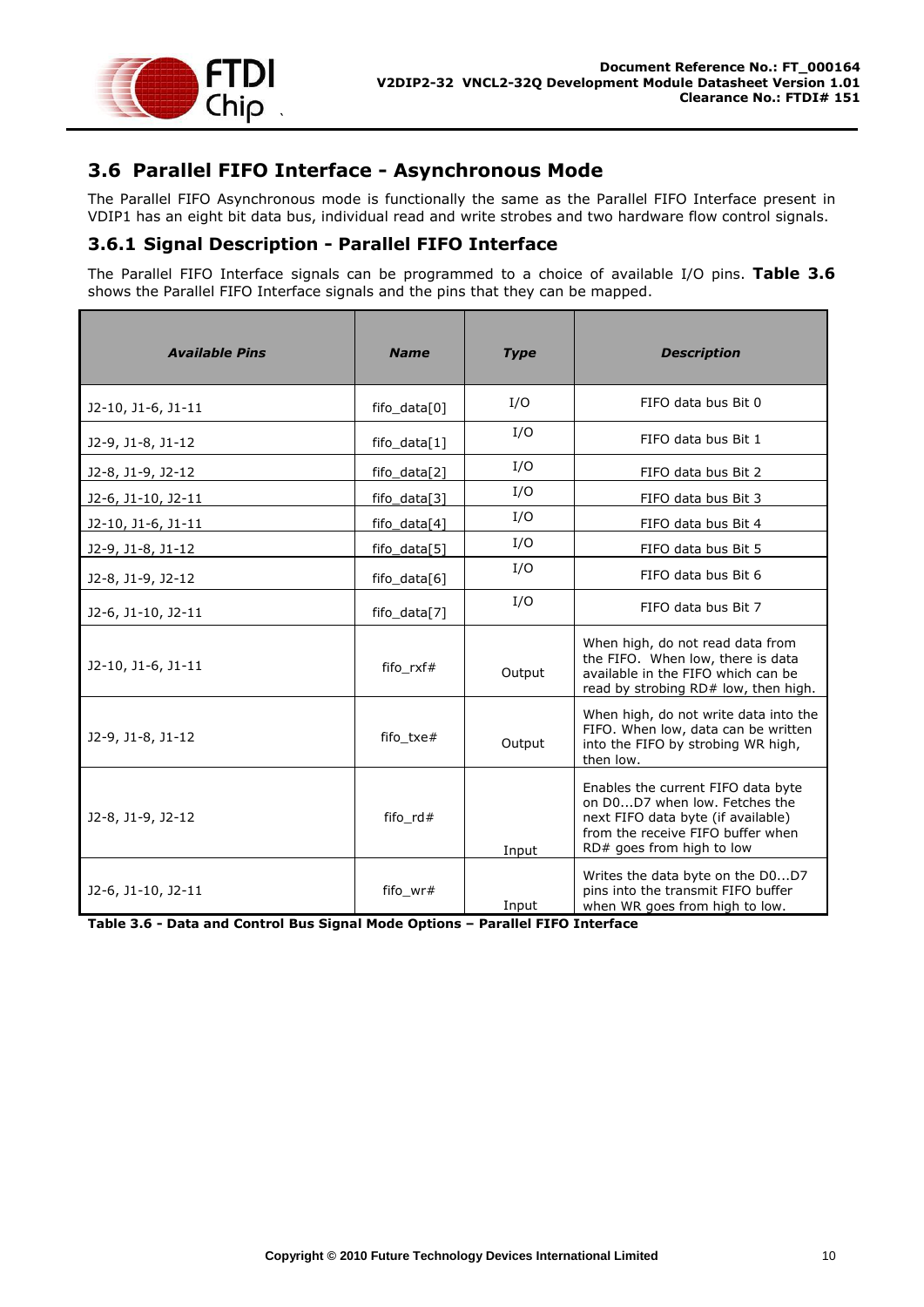## 3.6 Parallel FIFO Interface - Asynchronous Mode

The Parallel FIFO Asynchronous mode is functionally the same as the Parallel FIFO Interface present in VDIP1 has an eight bit data bus, individual read and write strobes and two hardware flow control signals.

### 3.6.1 Signal Description - Parallel FIFO Interface

The Parallel FIFO Interface signals can be programmed to a choice of available I/O pins. **Table 3.6** shows the Parallel FIFO Interface signals and the pins that they can be mapped.

| ***Available Pins*** | ***Name*** | ***Type*** | ***Description*** |
|---|---|---|---|
| J2-10, J1-6, J1-11 | fifo_data[0] | I/O | FIFO data bus Bit 0 |
| J2-9, J1-8, J1-12 | fifo_data[1] | I/O | FIFO data bus Bit 1 |
| J2-8, J1-9, J2-12 | fifo_data[2] | I/O | FIFO data bus Bit 2 |
| J2-6, J1-10, J2-11 | fifo_data[3] | I/O | FIFO data bus Bit 3 |
| J2-10, J1-6, J1-11 | fifo_data[4] | I/O | FIFO data bus Bit 4 |
| J2-9, J1-8, J1-12 | fifo_data[5] | I/O | FIFO data bus Bit 5 |
| J2-8, J1-9, J2-12 | fifo_data[6] | I/O | FIFO data bus Bit 6 |
| J2-6, J1-10, J2-11 | fifo_data[7] | I/O | FIFO data bus Bit 7 |
| J2-10, J1-6, J1-11 | fifo_rxf# | Output | When high, do not read data from the FIFO. When low, there is data available in the FIFO which can be read by strobing RD# low, then high. |
| J2-9, J1-8, J1-12 | fifo_txe# | Output | When high, do not write data into the FIFO. When low, data can be written into the FIFO by strobing WR high, then low. |
| J2-8, J1-9, J2-12 | fifo_rd# | Input | Enables the current FIFO data byte on D0...D7 when low. Fetches the next FIFO data byte (if available) from the receive FIFO buffer when RD# goes from high to low |
| J2-6, J1-10, J2-11 | fifo_wr# | Input | Writes the data byte on the D0...D7 pins into the transmit FIFO buffer when WR goes from high to low. |

**Table 3.6 - Data and Control Bus Signal Mode Options – Parallel FIFO Interface**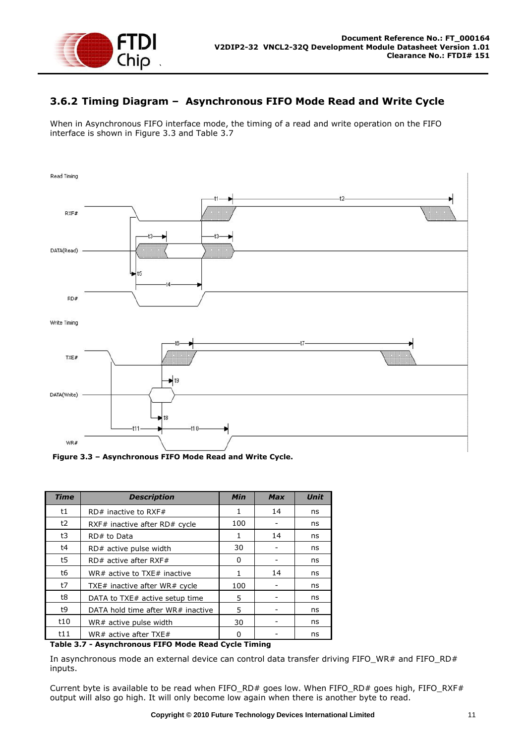### 3.6.2 Timing Diagram – Asynchronous FIFO Mode Read and Write Cycle

When in Asynchronous FIFO interface mode, the timing of a read and write operation on the FIFO interface is shown in Figure 3.3 and Table 3.7

**Figure 3.3 – Asynchronous FIFO Mode Read and Write Cycle.**

| Time | Description | Min | Max | Unit |
|---|---|---|---|---|
| t1 | RD# inactive to RXF# | 1 | 14 | ns |
| t2 | RXF# inactive after RD# cycle | 100 | - | ns |
| t3 | RD# to Data | 1 | 14 | ns |
| t4 | RD# active pulse width | 30 | - | ns |
| t5 | RD# active after RXF# | 0 | - | ns |
| t6 | WR# active to TXE# inactive | 1 | 14 | ns |
| t7 | TXE# inactive after WR# cycle | 100 | - | ns |
| t8 | DATA to TXE# active setup time | 5 | - | ns |
| t9 | DATA hold time after WR# inactive | 5 | - | ns |
| t10 | WR# active pulse width | 30 | - | ns |
| t11 | WR# active after TXE# | 0 | - | ns |

**Table 3.7 - Asynchronous FIFO Mode Read Cycle Timing**

In asynchronous mode an external device can control data transfer driving FIFO_WR# and FIFO_RD# inputs.

Current byte is available to be read when FIFO_RD# goes low. When FIFO_RD# goes high, FIFO_RXF# output will also go high. It will only become low again when there is another byte to read.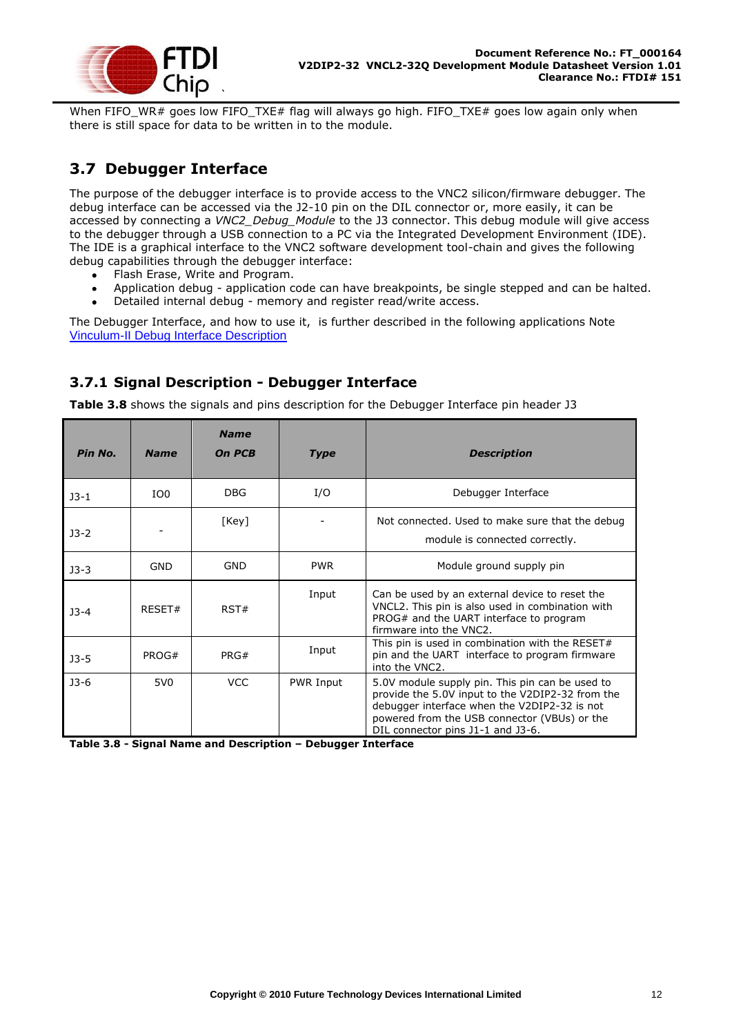When FIFO_WR# goes low FIFO_TXE# flag will always go high. FIFO_TXE# goes low again only when there is still space for data to be written in to the module.

## 3.7 Debugger Interface

The purpose of the debugger interface is to provide access to the VNC2 silicon/firmware debugger. The debug interface can be accessed via the J2-10 pin on the DIL connector or, more easily, it can be accessed by connecting a *VNC2_Debug_Module* to the J3 connector. This debug module will give access to the debugger through a USB connection to a PC via the Integrated Development Environment (IDE). The IDE is a graphical interface to the VNC2 software development tool-chain and gives the following debug capabilities through the debugger interface:

- Flash Erase, Write and Program.
- Application debug - application code can have breakpoints, be single stepped and can be halted.
- Detailed internal debug - memory and register read/write access.

The Debugger Interface, and how to use it, is further described in the following applications Note Vinculum-II Debug Interface Description

### 3.7.1 Signal Description - Debugger Interface

**Table 3.8** shows the signals and pins description for the Debugger Interface pin header J3

| Pin No. | Name | Name On PCB | Type | Description |
|---|---|---|---|---|
| J3-1 | IO0 | DBG | I/O | Debugger Interface |
| J3-2 | - | [Key] | - | Not connected. Used to make sure that the debug module is connected correctly. |
| J3-3 | GND | GND | PWR | Module ground supply pin |
| J3-4 | RESET# | RST# | Input | Can be used by an external device to reset the VNCL2. This pin is also used in combination with PROG# and the UART interface to program firmware into the VNC2. |
| J3-5 | PROG# | PRG# | Input | This pin is used in combination with the RESET# pin and the UART interface to program firmware into the VNC2. |
| J3-6 | 5V0 | VCC | PWR Input | 5.0V module supply pin. This pin can be used to provide the 5.0V input to the V2DIP2-32 from the debugger interface when the V2DIP2-32 is not powered from the USB connector (VBUs) or the DIL connector pins J1-1 and J3-6. |

**Table 3.8 - Signal Name and Description – Debugger Interface**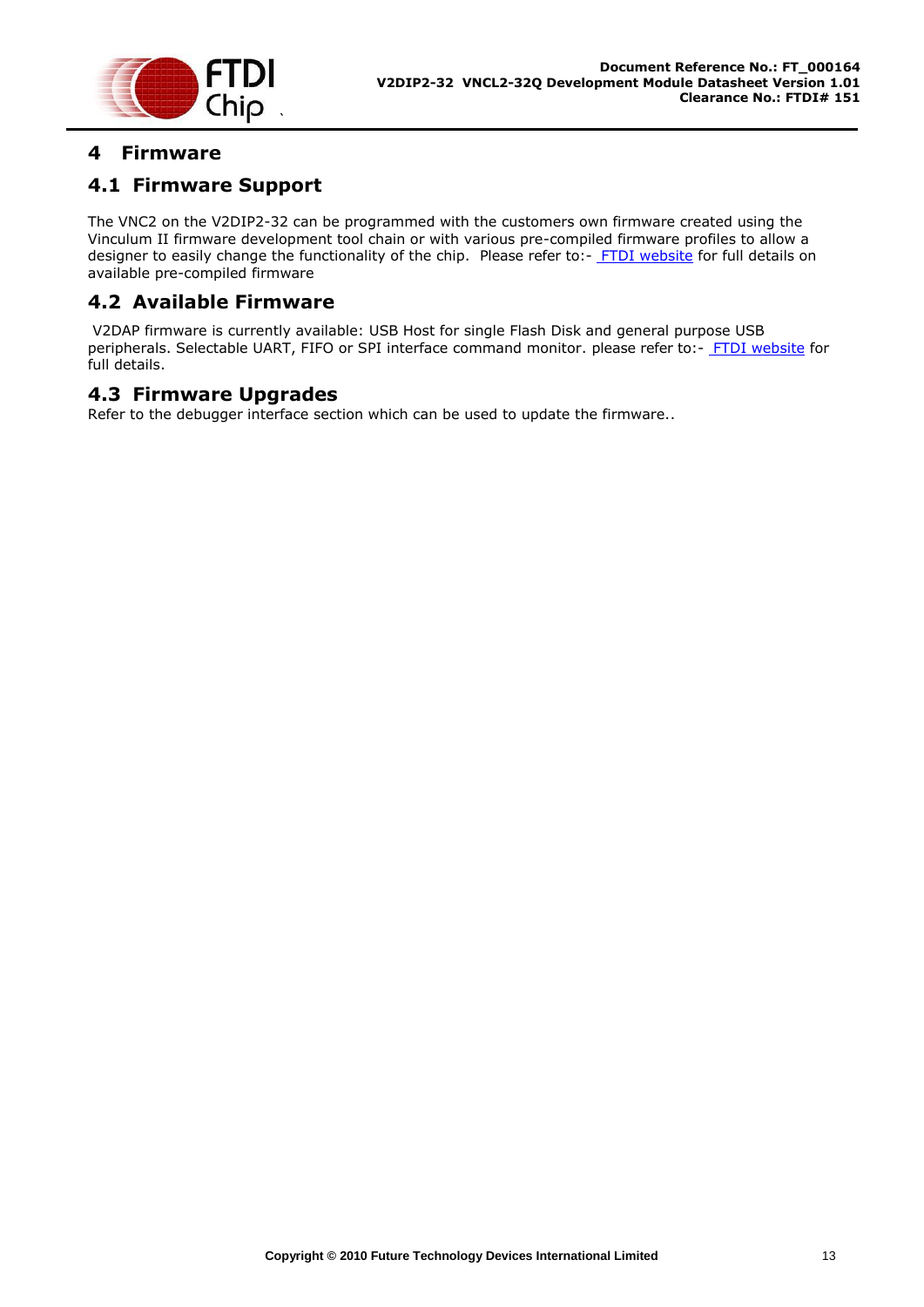# 4 Firmware

## 4.1 Firmware Support

The VNC2 on the V2DIP2-32 can be programmed with the customers own firmware created using the Vinculum II firmware development tool chain or with various pre-compiled firmware profiles to allow a designer to easily change the functionality of the chip. Please refer to:- FTDI website for full details on available pre-compiled firmware

## 4.2 Available Firmware

V2DAP firmware is currently available: USB Host for single Flash Disk and general purpose USB peripherals. Selectable UART, FIFO or SPI interface command monitor. please refer to:- FTDI website for full details.

## 4.3 Firmware Upgrades

Refer to the debugger interface section which can be used to update the firmware..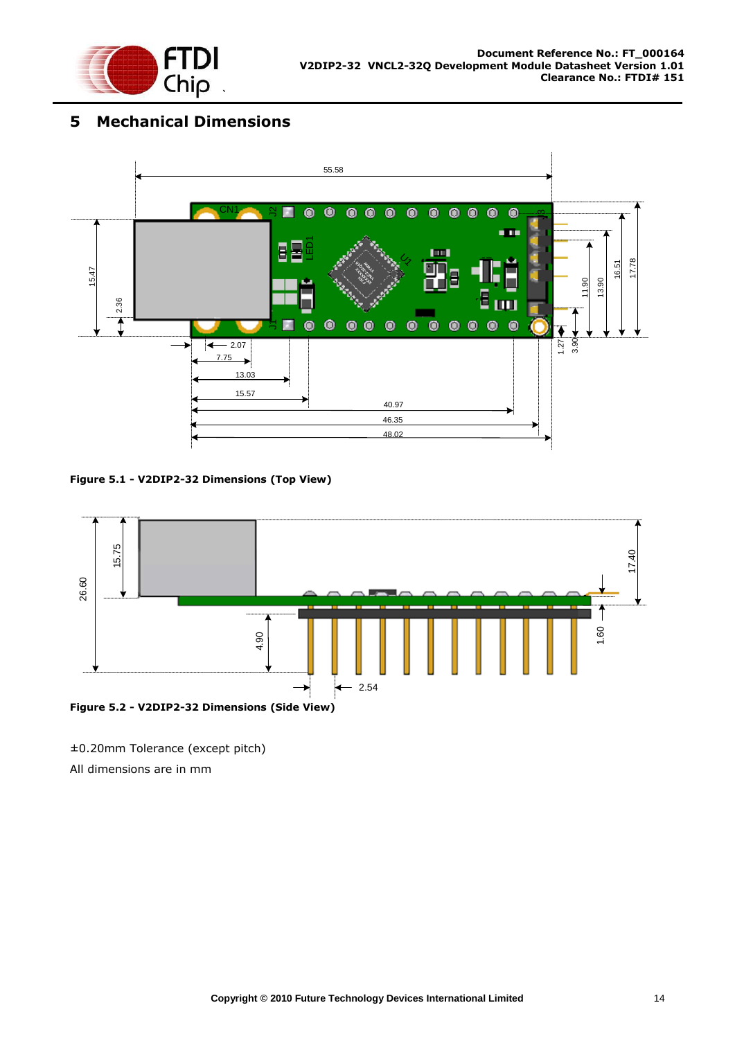# 5 Mechanical Dimensions

**Figure 5.1 - V2DIP2-32 Dimensions (Top View)**

**Figure 5.2 - V2DIP2-32 Dimensions (Side View)**

±0.20mm Tolerance (except pitch)

All dimensions are in mm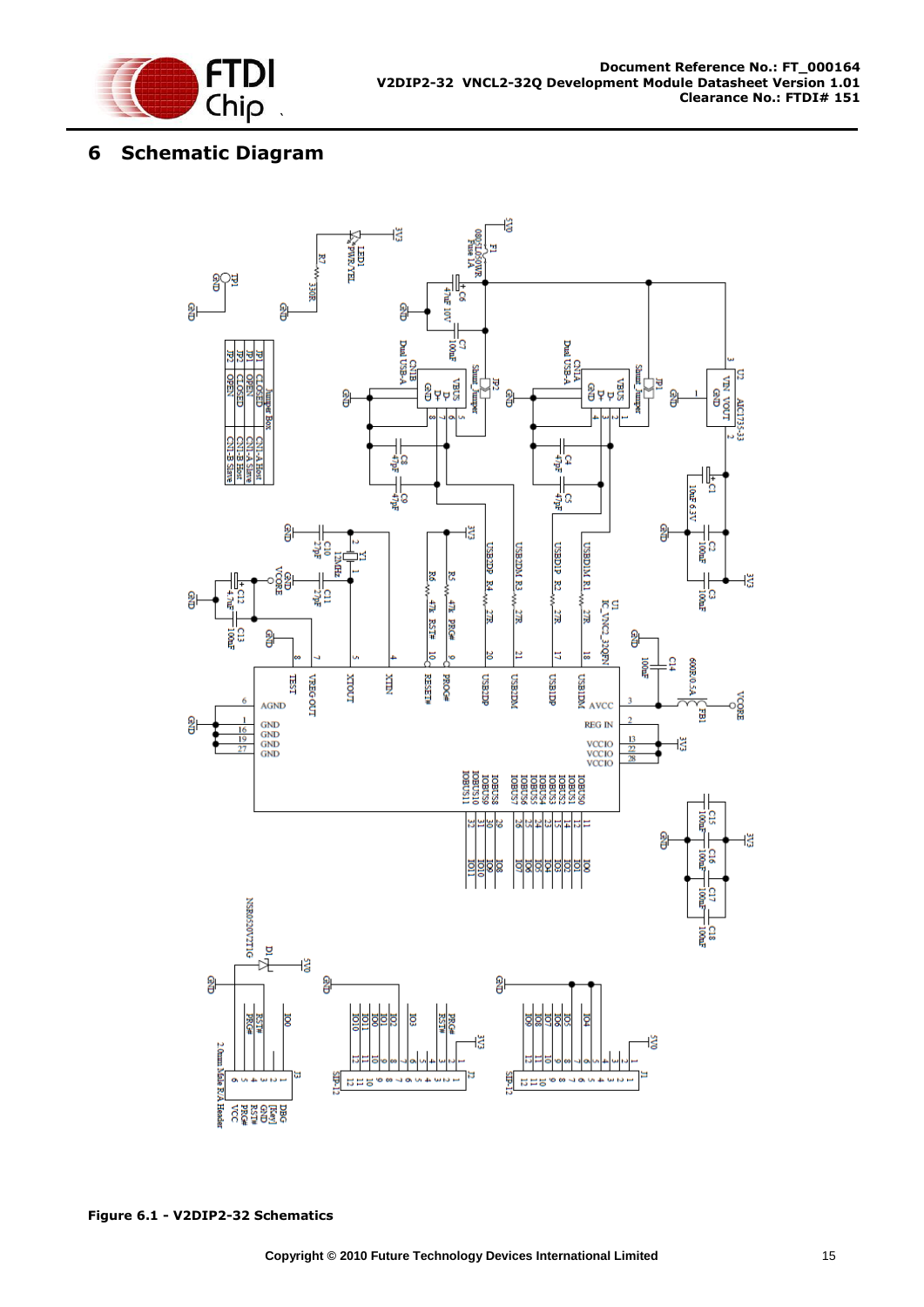# 6 Schematic Diagram

Figure 6.1 - V2DIP2-32 Schematics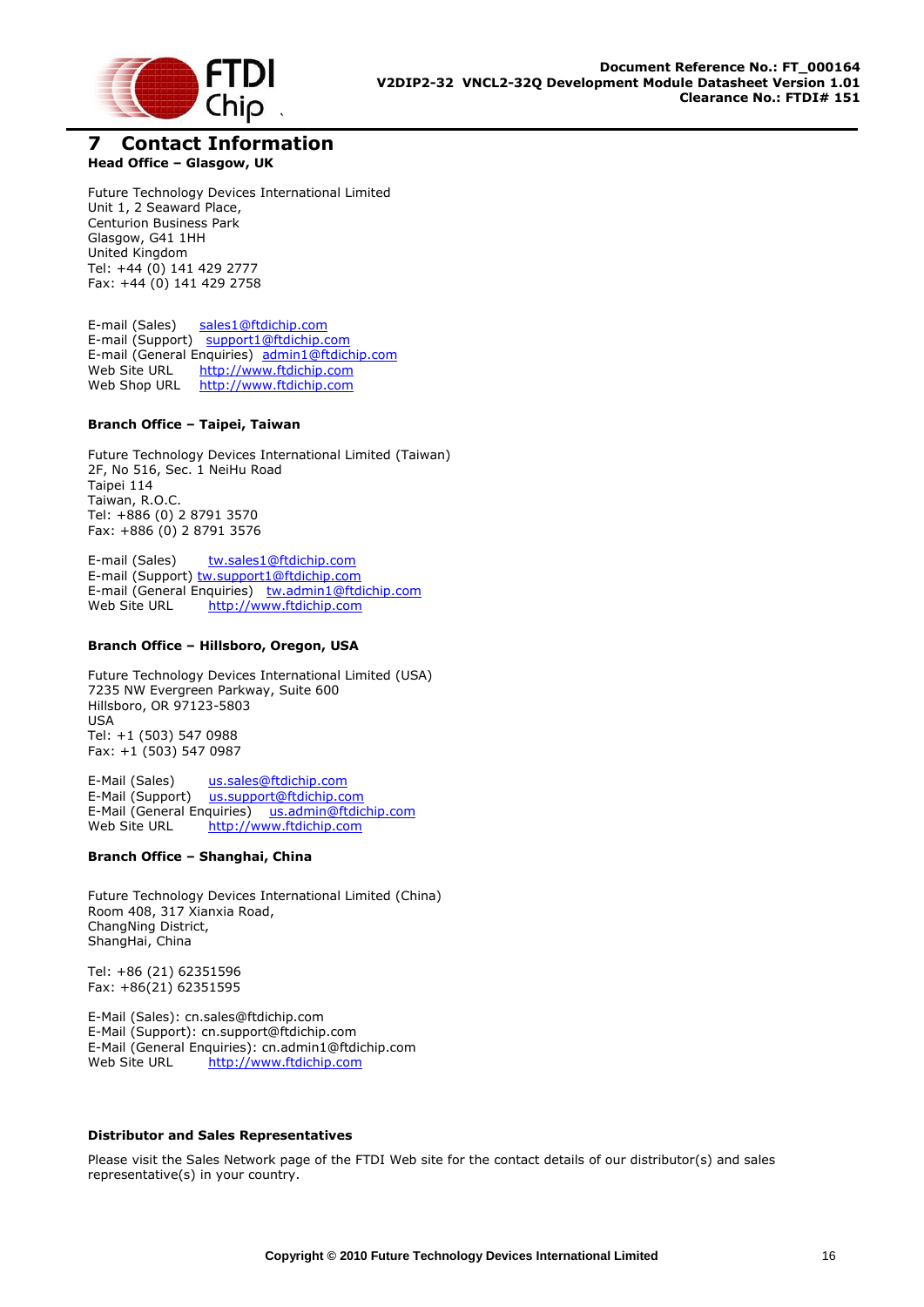# 7 Contact Information

**Head Office – Glasgow, UK**

Future Technology Devices International Limited
Unit 1, 2 Seaward Place,
Centurion Business Park
Glasgow, G41 1HH
United Kingdom
Tel: +44 (0) 141 429 2777
Fax: +44 (0) 141 429 2758

E-mail (Sales) sales1@ftdichip.com
E-mail (Support) support1@ftdichip.com
E-mail (General Enquiries) admin1@ftdichip.com
Web Site URL http://www.ftdichip.com
Web Shop URL http://www.ftdichip.com

**Branch Office – Taipei, Taiwan**

Future Technology Devices International Limited (Taiwan)
2F, No 516, Sec. 1 NeiHu Road
Taipei 114
Taiwan, R.O.C.
Tel: +886 (0) 2 8791 3570
Fax: +886 (0) 2 8791 3576

E-mail (Sales) tw.sales1@ftdichip.com
E-mail (Support) tw.support1@ftdichip.com
E-mail (General Enquiries) tw.admin1@ftdichip.com
Web Site URL http://www.ftdichip.com

**Branch Office – Hillsboro, Oregon, USA**

Future Technology Devices International Limited (USA)
7235 NW Evergreen Parkway, Suite 600
Hillsboro, OR 97123-5803
USA
Tel: +1 (503) 547 0988
Fax: +1 (503) 547 0987

E-Mail (Sales) us.sales@ftdichip.com
E-Mail (Support) us.support@ftdichip.com
E-Mail (General Enquiries) us.admin@ftdichip.com
Web Site URL http://www.ftdichip.com

**Branch Office – Shanghai, China**

Future Technology Devices International Limited (China)
Room 408, 317 Xianxia Road,
ChangNing District,
ShangHai, China

Tel: +86 (21) 62351596
Fax: +86(21) 62351595

E-Mail (Sales): cn.sales@ftdichip.com
E-Mail (Support): cn.support@ftdichip.com
E-Mail (General Enquiries): cn.admin1@ftdichip.com
Web Site URL http://www.ftdichip.com

**Distributor and Sales Representatives**

Please visit the Sales Network page of the FTDI Web site for the contact details of our distributor(s) and sales representative(s) in your country.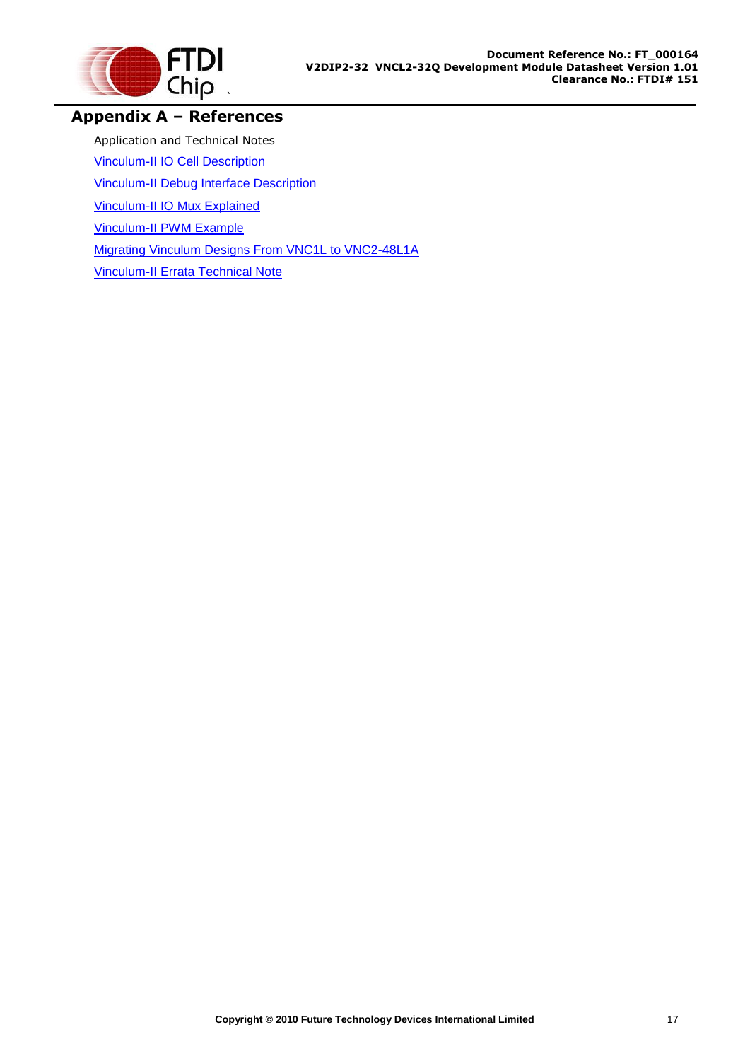# Appendix A – References

Application and Technical Notes

Vinculum-II IO Cell Description

Vinculum-II Debug Interface Description

Vinculum-II IO Mux Explained

Vinculum-II PWM Example

Migrating Vinculum Designs From VNC1L to VNC2-48L1A

Vinculum-II Errata Technical Note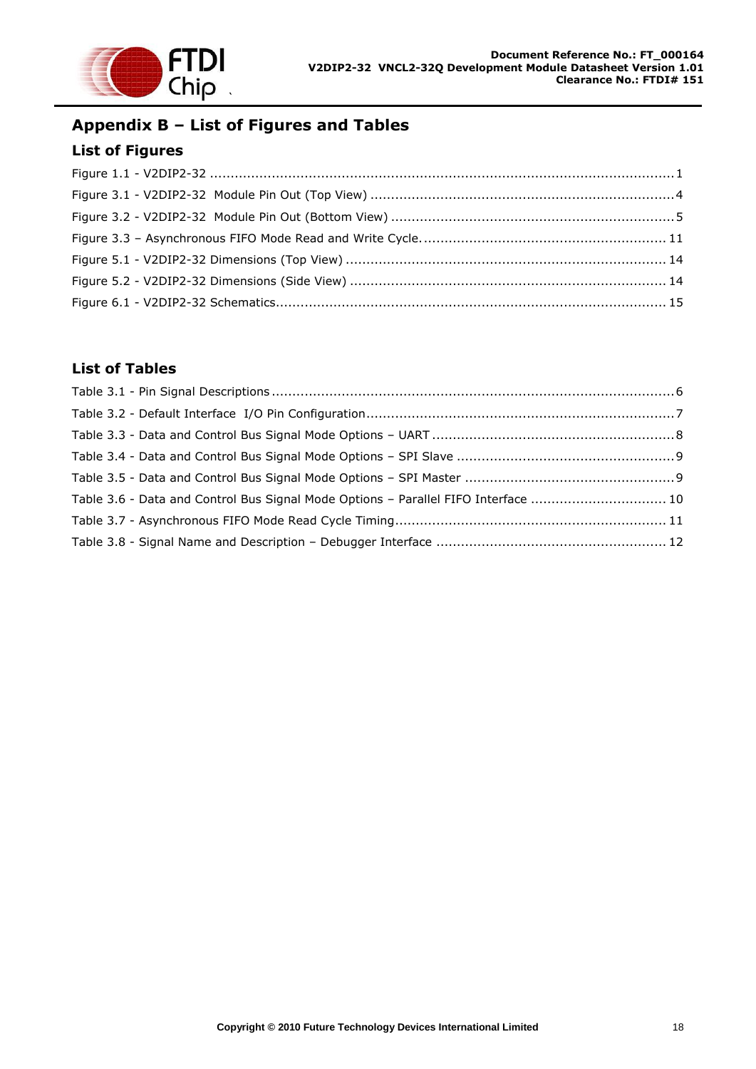# Appendix B – List of Figures and Tables

## List of Figures

Figure 1.1 - V2DIP2-32 ................................................................................................................ 1

Figure 3.1 - V2DIP2-32 Module Pin Out (Top View) .......................................................................... 4

Figure 3.2 - V2DIP2-32 Module Pin Out (Bottom View) ..................................................................... 5

Figure 3.3 – Asynchronous FIFO Mode Read and Write Cycle. .......................................................... 11

Figure 5.1 - V2DIP2-32 Dimensions (Top View) .............................................................................. 14

Figure 5.2 - V2DIP2-32 Dimensions (Side View) ............................................................................. 14

Figure 6.1 - V2DIP2-32 Schematics.............................................................................................. 15

## List of Tables

Table 3.1 - Pin Signal Descriptions ................................................................................................ 6

Table 3.2 - Default Interface I/O Pin Configuration .......................................................................... 7

Table 3.3 - Data and Control Bus Signal Mode Options – UART ........................................................... 8

Table 3.4 - Data and Control Bus Signal Mode Options – SPI Slave ..................................................... 9

Table 3.5 - Data and Control Bus Signal Mode Options – SPI Master ................................................... 9

Table 3.6 - Data and Control Bus Signal Mode Options – Parallel FIFO Interface ................................. 10

Table 3.7 - Asynchronous FIFO Mode Read Cycle Timing.................................................................. 11

Table 3.8 - Signal Name and Description – Debugger Interface ........................................................ 12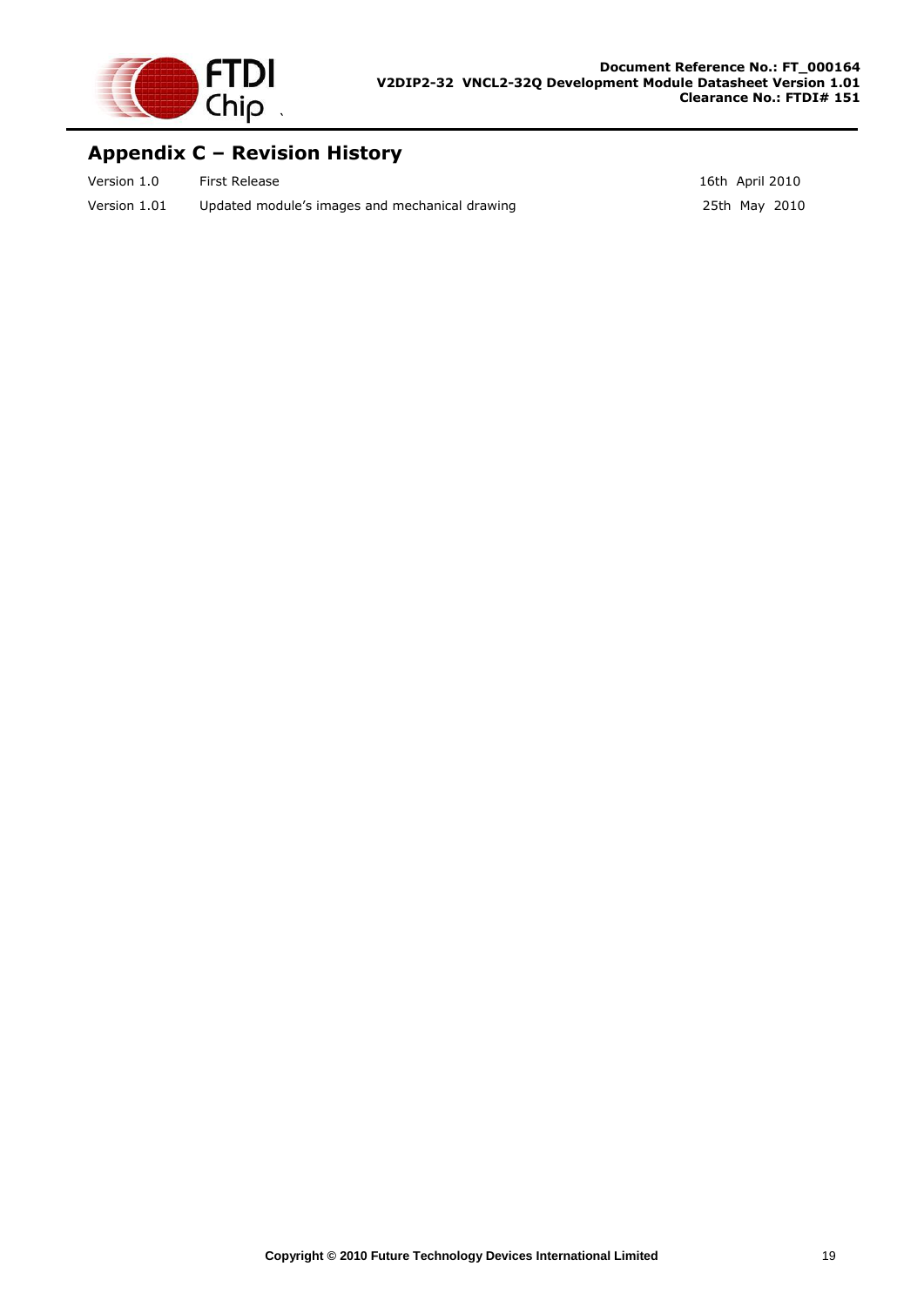## Appendix C – Revision History

| | | |
|---|---|---|
| Version 1.0 | First Release | 16th April 2010 |
| Version 1.01 | Updated module's images and mechanical drawing | 25th May 2010 |